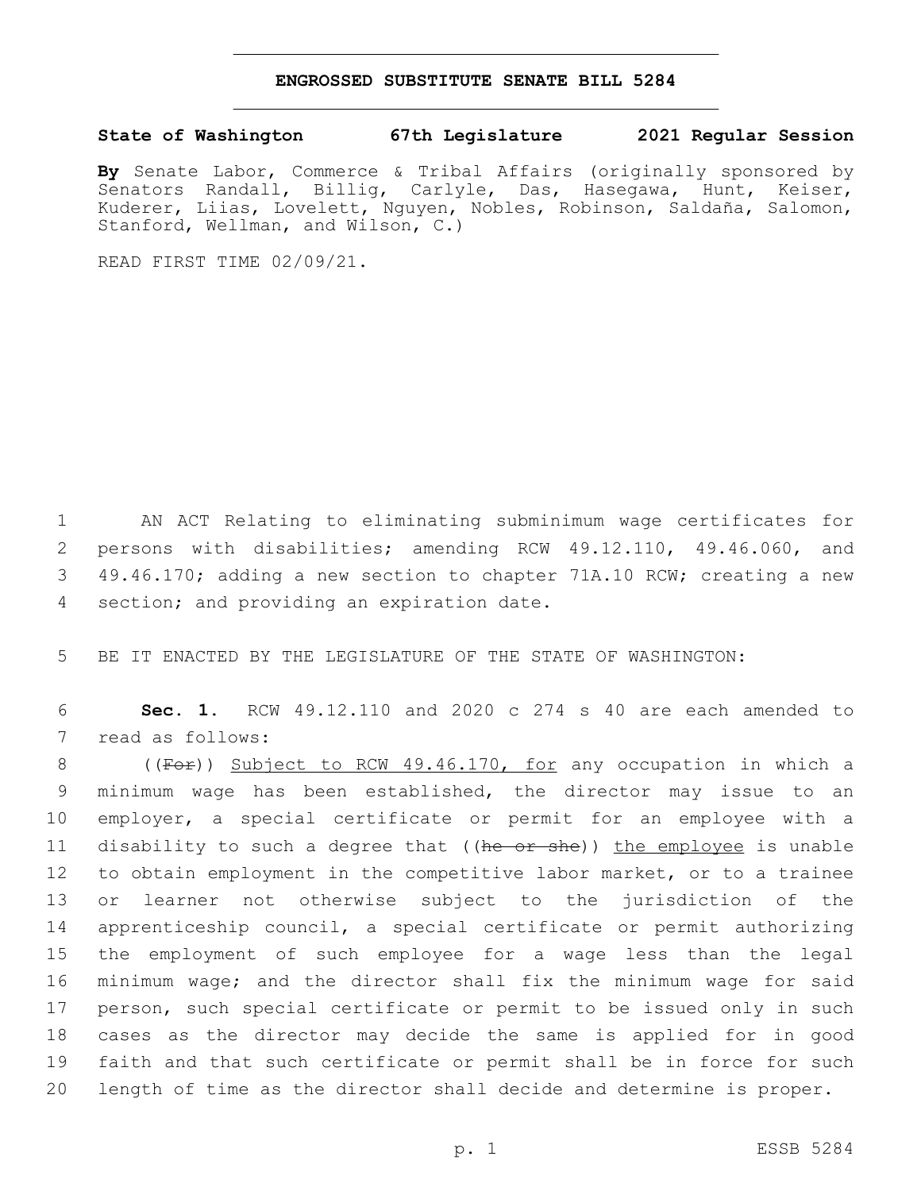# ENGROSSED SUBSTITUTE SENATE BILL 5284

**State of Washington 67th Legislature 2021 Regular Session**

**By** Senate Labor, Commerce & Tribal Affairs (originally sponsored by Senators Randall, Billig, Carlyle, Das, Hasegawa, Hunt, Keiser, Kuderer, Liias, Lovelett, Nguyen, Nobles, Robinson, Saldaña, Salomon, Stanford, Wellman, and Wilson, C.)

READ FIRST TIME 02/09/21.

1 AN ACT Relating to eliminating subminimum wage certificates for
2 persons with disabilities; amending RCW 49.12.110, 49.46.060, and
3 49.46.170; adding a new section to chapter 71A.10 RCW; creating a new
4 section; and providing an expiration date.

5 BE IT ENACTED BY THE LEGISLATURE OF THE STATE OF WASHINGTON:

6 **Sec. 1.** RCW 49.12.110 and 2020 c 274 s 40 are each amended to
7 read as follows:

8 ((~~For~~)) <u>Subject to RCW 49.46.170, for</u> any occupation in which a
9 minimum wage has been established, the director may issue to an
10 employer, a special certificate or permit for an employee with a
11 disability to such a degree that ((~~he or she~~)) <u>the employee</u> is unable
12 to obtain employment in the competitive labor market, or to a trainee
13 or learner not otherwise subject to the jurisdiction of the
14 apprenticeship council, a special certificate or permit authorizing
15 the employment of such employee for a wage less than the legal
16 minimum wage; and the director shall fix the minimum wage for said
17 person, such special certificate or permit to be issued only in such
18 cases as the director may decide the same is applied for in good
19 faith and that such certificate or permit shall be in force for such
20 length of time as the director shall decide and determine is proper.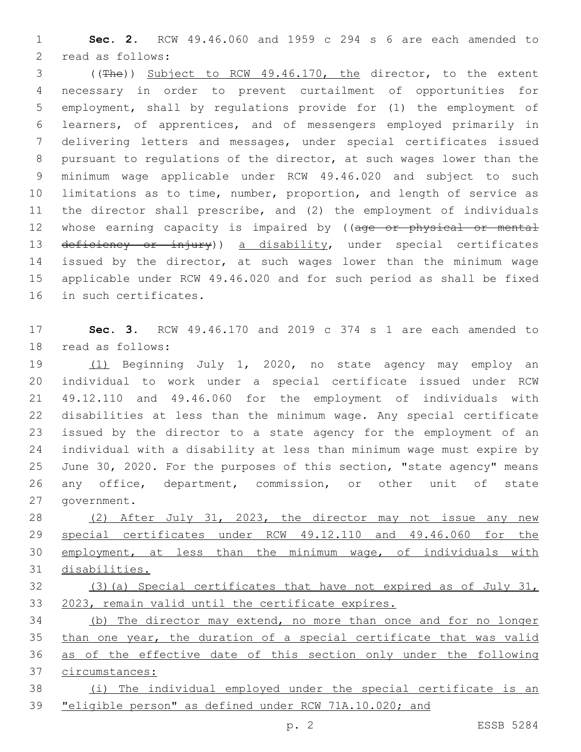**Sec. 2.** RCW 49.46.060 and 1959 c 294 s 6 are each amended to read as follows:

((~~The~~)) Subject to RCW 49.46.170, the director, to the extent necessary in order to prevent curtailment of opportunities for employment, shall by regulations provide for (1) the employment of learners, of apprentices, and of messengers employed primarily in delivering letters and messages, under special certificates issued pursuant to regulations of the director, at such wages lower than the minimum wage applicable under RCW 49.46.020 and subject to such limitations as to time, number, proportion, and length of service as the director shall prescribe, and (2) the employment of individuals whose earning capacity is impaired by ((~~age or physical or mental deficiency or injury~~)) a disability, under special certificates issued by the director, at such wages lower than the minimum wage applicable under RCW 49.46.020 and for such period as shall be fixed in such certificates.

**Sec. 3.** RCW 49.46.170 and 2019 c 374 s 1 are each amended to read as follows:

(1) Beginning July 1, 2020, no state agency may employ an individual to work under a special certificate issued under RCW 49.12.110 and 49.46.060 for the employment of individuals with disabilities at less than the minimum wage. Any special certificate issued by the director to a state agency for the employment of an individual with a disability at less than minimum wage must expire by June 30, 2020. For the purposes of this section, "state agency" means any office, department, commission, or other unit of state government.

(2) After July 31, 2023, the director may not issue any new special certificates under RCW 49.12.110 and 49.46.060 for the employment, at less than the minimum wage, of individuals with disabilities.

(3)(a) Special certificates that have not expired as of July 31, 2023, remain valid until the certificate expires.

(b) The director may extend, no more than once and for no longer than one year, the duration of a special certificate that was valid as of the effective date of this section only under the following circumstances:

(i) The individual employed under the special certificate is an "eligible person" as defined under RCW 71A.10.020; and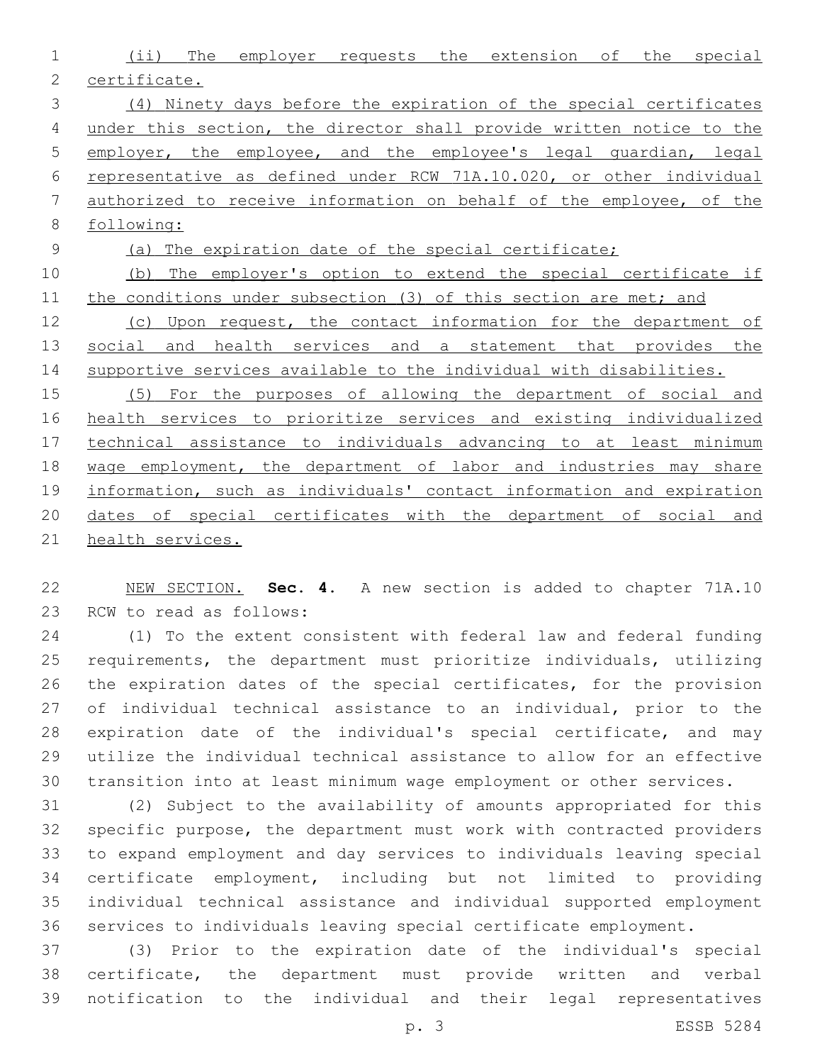(ii) The employer requests the extension of the special certificate.

(4) Ninety days before the expiration of the special certificates under this section, the director shall provide written notice to the employer, the employee, and the employee's legal guardian, legal representative as defined under RCW 71A.10.020, or other individual authorized to receive information on behalf of the employee, of the following:

(a) The expiration date of the special certificate;

(b) The employer's option to extend the special certificate if the conditions under subsection (3) of this section are met; and

(c) Upon request, the contact information for the department of social and health services and a statement that provides the supportive services available to the individual with disabilities.

(5) For the purposes of allowing the department of social and health services to prioritize services and existing individualized technical assistance to individuals advancing to at least minimum wage employment, the department of labor and industries may share information, such as individuals' contact information and expiration dates of special certificates with the department of social and health services.

NEW SECTION. **Sec. 4.** A new section is added to chapter 71A.10 RCW to read as follows:

(1) To the extent consistent with federal law and federal funding requirements, the department must prioritize individuals, utilizing the expiration dates of the special certificates, for the provision of individual technical assistance to an individual, prior to the expiration date of the individual's special certificate, and may utilize the individual technical assistance to allow for an effective transition into at least minimum wage employment or other services.

(2) Subject to the availability of amounts appropriated for this specific purpose, the department must work with contracted providers to expand employment and day services to individuals leaving special certificate employment, including but not limited to providing individual technical assistance and individual supported employment services to individuals leaving special certificate employment.

(3) Prior to the expiration date of the individual's special certificate, the department must provide written and verbal notification to the individual and their legal representatives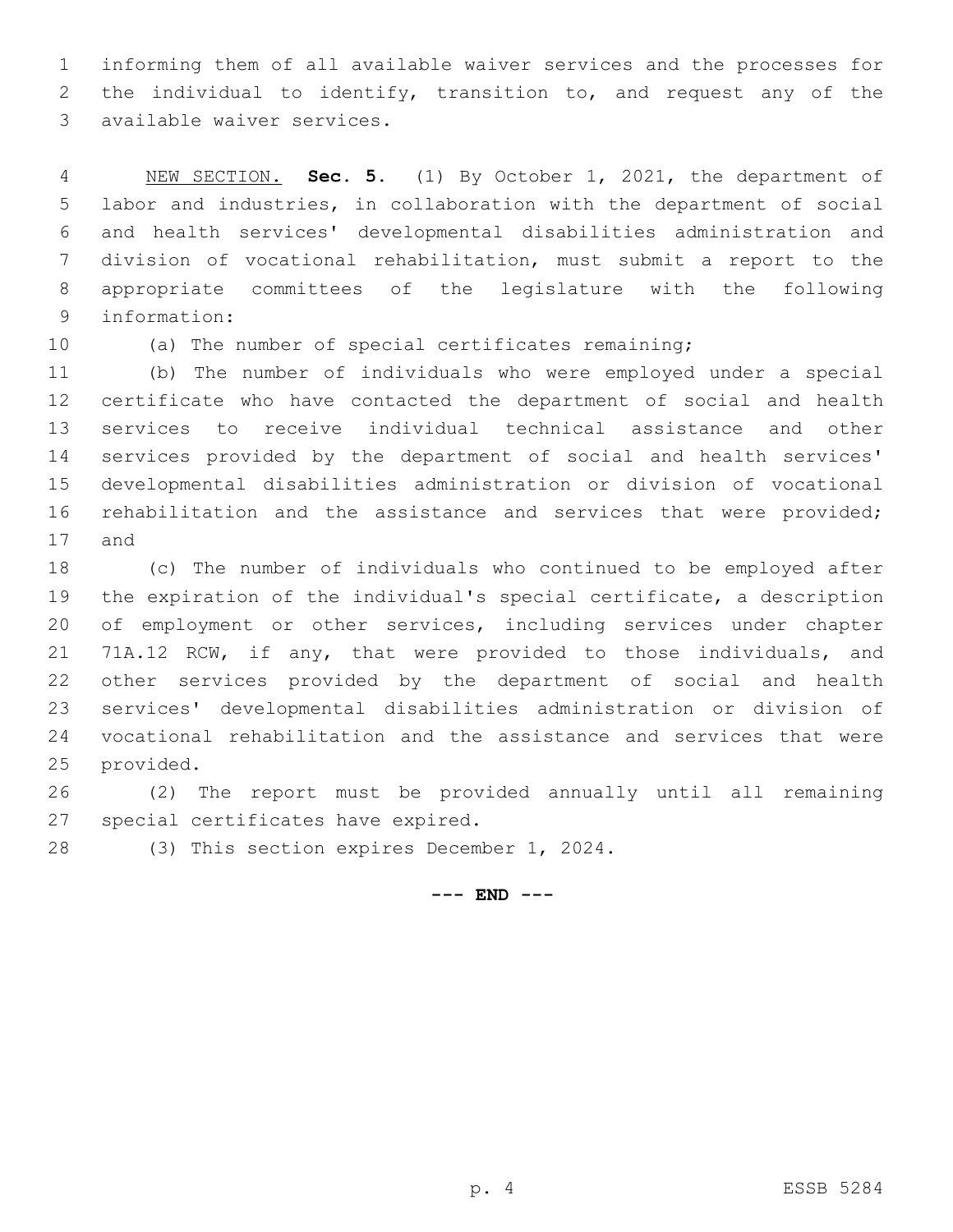informing them of all available waiver services and the processes for the individual to identify, transition to, and request any of the available waiver services.

NEW SECTION. **Sec. 5.** (1) By October 1, 2021, the department of labor and industries, in collaboration with the department of social and health services' developmental disabilities administration and division of vocational rehabilitation, must submit a report to the appropriate committees of the legislature with the following information:

(a) The number of special certificates remaining;

(b) The number of individuals who were employed under a special certificate who have contacted the department of social and health services to receive individual technical assistance and other services provided by the department of social and health services' developmental disabilities administration or division of vocational rehabilitation and the assistance and services that were provided; and

(c) The number of individuals who continued to be employed after the expiration of the individual's special certificate, a description of employment or other services, including services under chapter 71A.12 RCW, if any, that were provided to those individuals, and other services provided by the department of social and health services' developmental disabilities administration or division of vocational rehabilitation and the assistance and services that were provided.

(2) The report must be provided annually until all remaining special certificates have expired.

(3) This section expires December 1, 2024.

**--- END ---**